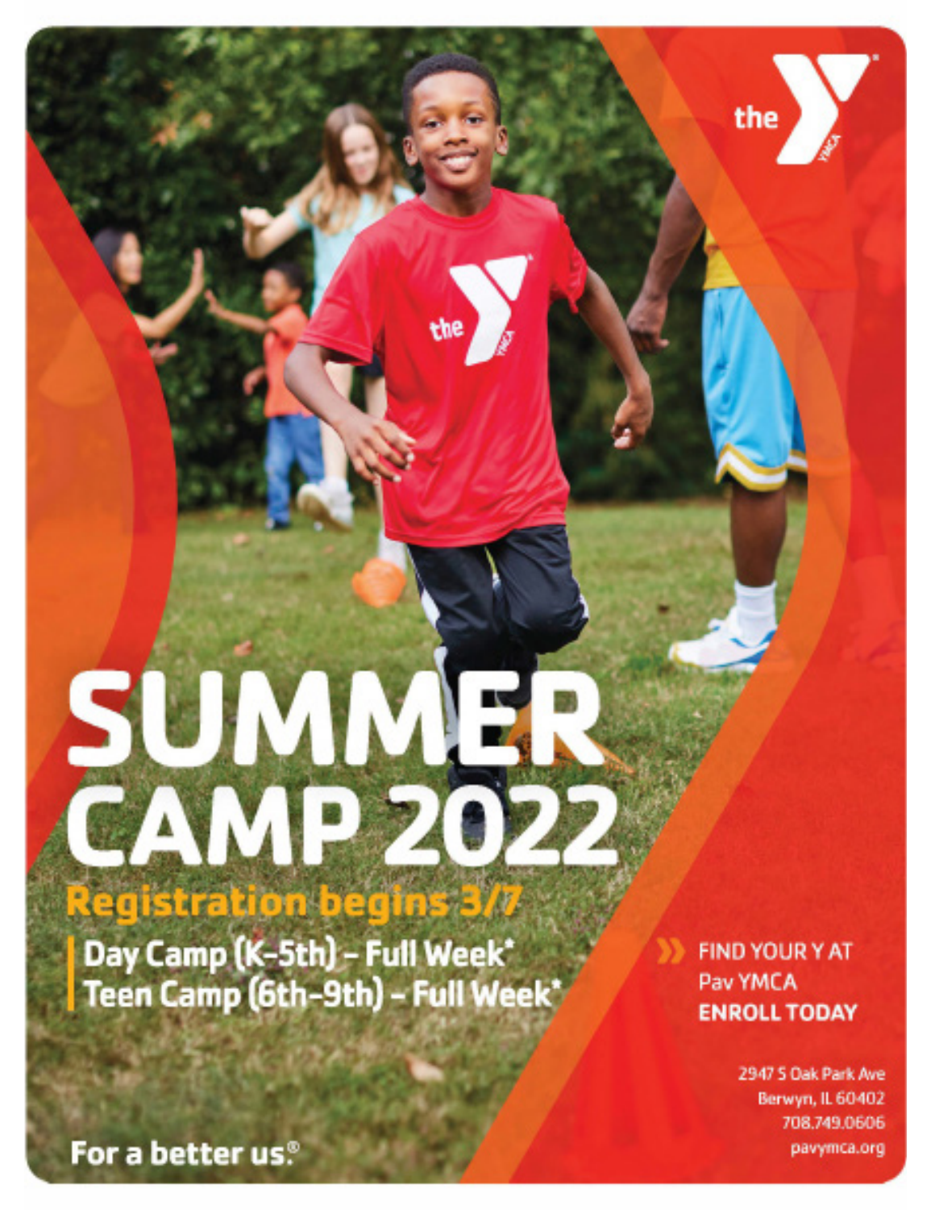# SUMMER CAMP 2022

## Registration begins 3/7

Day Camp (K–5th) – Full Week*
Teen Camp (6th–9th) – Full Week*

For a better us.®

FIND YOUR Y AT
Pav YMCA
**ENROLL TODAY**

2947 S Oak Park Ave
Berwyn, IL 60402
708.749.0606
pavymca.org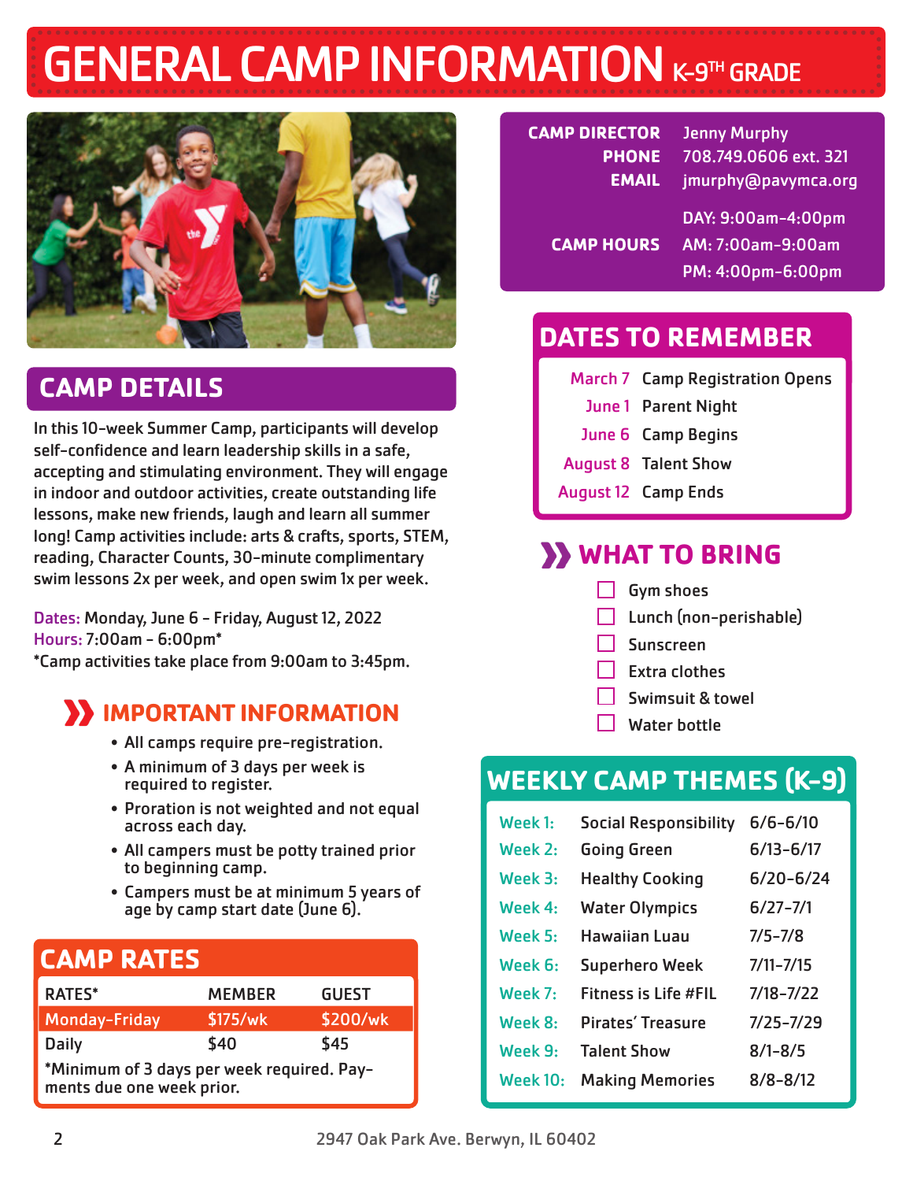# GENERAL CAMP INFORMATION K-9TH GRADE

## CAMP DETAILS

In this 10-week Summer Camp, participants will develop self-confidence and learn leadership skills in a safe, accepting and stimulating environment. They will engage in indoor and outdoor activities, create outstanding life lessons, make new friends, laugh and learn all summer long! Camp activities include: arts & crafts, sports, STEM, reading, Character Counts, 30-minute complimentary swim lessons 2x per week, and open swim 1x per week.

Dates: Monday, June 6 - Friday, August 12, 2022
Hours: 7:00am - 6:00pm*
*Camp activities take place from 9:00am to 3:45pm.

## IMPORTANT INFORMATION

- All camps require pre-registration.
- A minimum of 3 days per week is required to register.
- Proration is not weighted and not equal across each day.
- All campers must be potty trained prior to beginning camp.
- Campers must be at minimum 5 years of age by camp start date (June 6).

## CAMP RATES

| RATES* | MEMBER | GUEST |
|---|---|---|
| Monday-Friday | $175/wk | $200/wk |
| Daily | $40 | $45 |

*Minimum of 3 days per week required. Payments due one week prior.

**CAMP DIRECTOR** Jenny Murphy
**PHONE** 708.749.0606 ext. 321
**EMAIL** jmurphy@pavymca.org

**CAMP HOURS**
DAY: 9:00am-4:00pm
AM: 7:00am-9:00am
PM: 4:00pm-6:00pm

## DATES TO REMEMBER

| | |
|---|---|
| March 7 | Camp Registration Opens |
| June 1 | Parent Night |
| June 6 | Camp Begins |
| August 8 | Talent Show |
| August 12 | Camp Ends |

## WHAT TO BRING

- ☐ Gym shoes
- ☐ Lunch (non-perishable)
- ☐ Sunscreen
- ☐ Extra clothes
- ☐ Swimsuit & towel
- ☐ Water bottle

## WEEKLY CAMP THEMES (K-9)

| | | |
|---|---|---|
| Week 1: | Social Responsibility | 6/6-6/10 |
| Week 2: | Going Green | 6/13-6/17 |
| Week 3: | Healthy Cooking | 6/20-6/24 |
| Week 4: | Water Olympics | 6/27-7/1 |
| Week 5: | Hawaiian Luau | 7/5-7/8 |
| Week 6: | Superhero Week | 7/11-7/15 |
| Week 7: | Fitness is Life #FIL | 7/18-7/22 |
| Week 8: | Pirates' Treasure | 7/25-7/29 |
| Week 9: | Talent Show | 8/1-8/5 |
| Week 10: | Making Memories | 8/8-8/12 |

2947 Oak Park Ave. Berwyn, IL 60402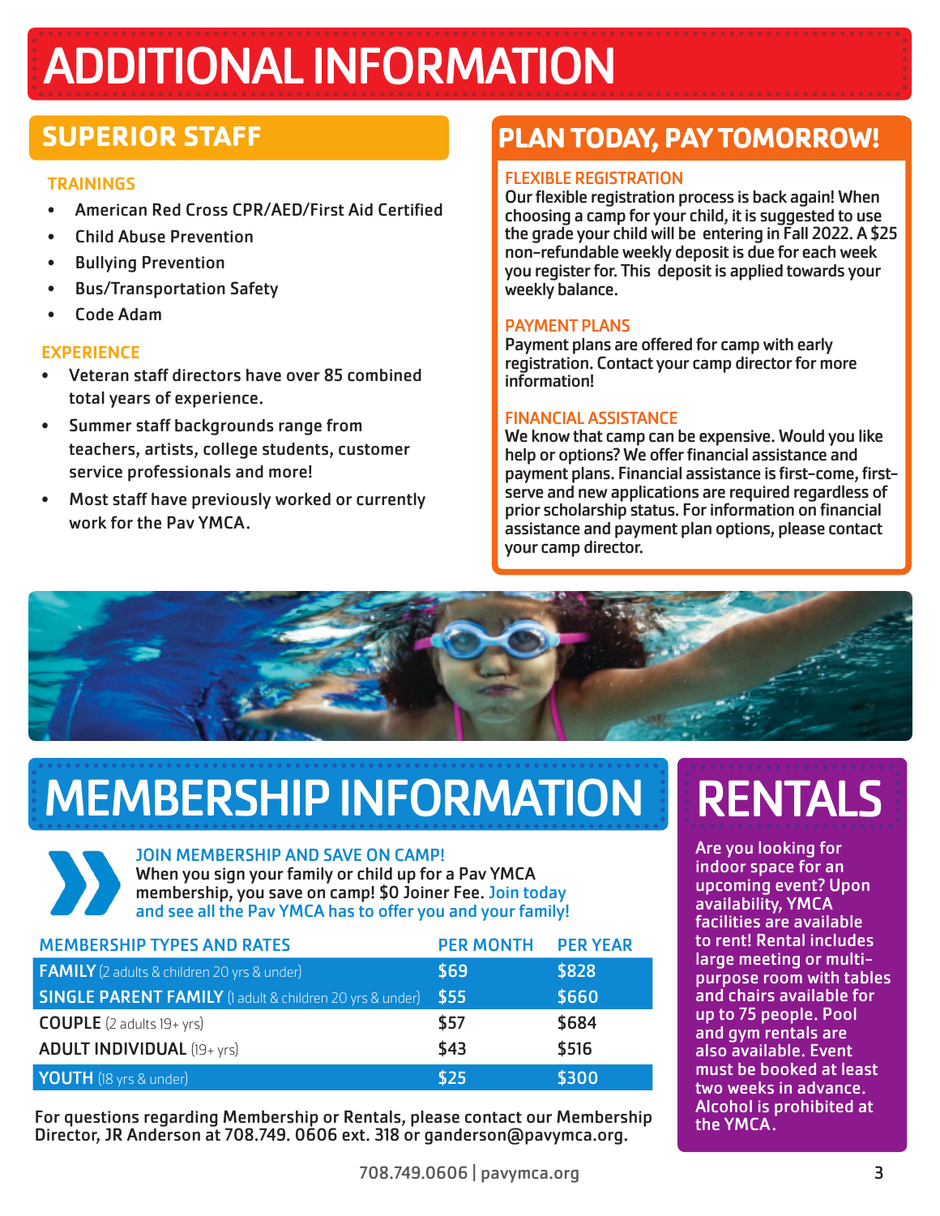# ADDITIONAL INFORMATION

## SUPERIOR STAFF

### TRAININGS

- American Red Cross CPR/AED/First Aid Certified
- Child Abuse Prevention
- Bullying Prevention
- Bus/Transportation Safety
- Code Adam

### EXPERIENCE

- Veteran staff directors have over 85 combined total years of experience.
- Summer staff backgrounds range from teachers, artists, college students, customer service professionals and more!
- Most staff have previously worked or currently work for the Pav YMCA.

## PLAN TODAY, PAY TOMORROW!

### FLEXIBLE REGISTRATION

Our flexible registration process is back again! When choosing a camp for your child, it is suggested to use the grade your child will be entering in Fall 2022. A $25 non-refundable weekly deposit is due for each week you register for. This deposit is applied towards your weekly balance.

### PAYMENT PLANS

Payment plans are offered for camp with early registration. Contact your camp director for more information!

### FINANCIAL ASSISTANCE

We know that camp can be expensive. Would you like help or options? We offer financial assistance and payment plans. Financial assistance is first-come, first-serve and new applications are required regardless of prior scholarship status. For information on financial assistance and payment plan options, please contact your camp director.

# MEMBERSHIP INFORMATION

### JOIN MEMBERSHIP AND SAVE ON CAMP!

When you sign your family or child up for a Pav YMCA membership, you save on camp! $0 Joiner Fee. Join today and see all the Pav YMCA has to offer you and your family!

| MEMBERSHIP TYPES AND RATES | PER MONTH | PER YEAR |
|---|---|---|
| **FAMILY** (2 adults & children 20 yrs & under) | $69 | $828 |
| **SINGLE PARENT FAMILY** (1 adult & children 20 yrs & under) | $55 | $660 |
| **COUPLE** (2 adults 19+ yrs) | $57 | $684 |
| **ADULT INDIVIDUAL** (19+ yrs) | $43 | $516 |
| **YOUTH** (18 yrs & under) | $25 | $300 |

For questions regarding Membership or Rentals, please contact our Membership Director, JR Anderson at 708.749. 0606 ext. 318 or ganderson@pavymca.org.

# RENTALS

Are you looking for indoor space for an upcoming event? Upon availability, YMCA facilities are available to rent! Rental includes large meeting or multi-purpose room with tables and chairs available for up to 75 people. Pool and gym rentals are also available. Event must be booked at least two weeks in advance. Alcohol is prohibited at the YMCA.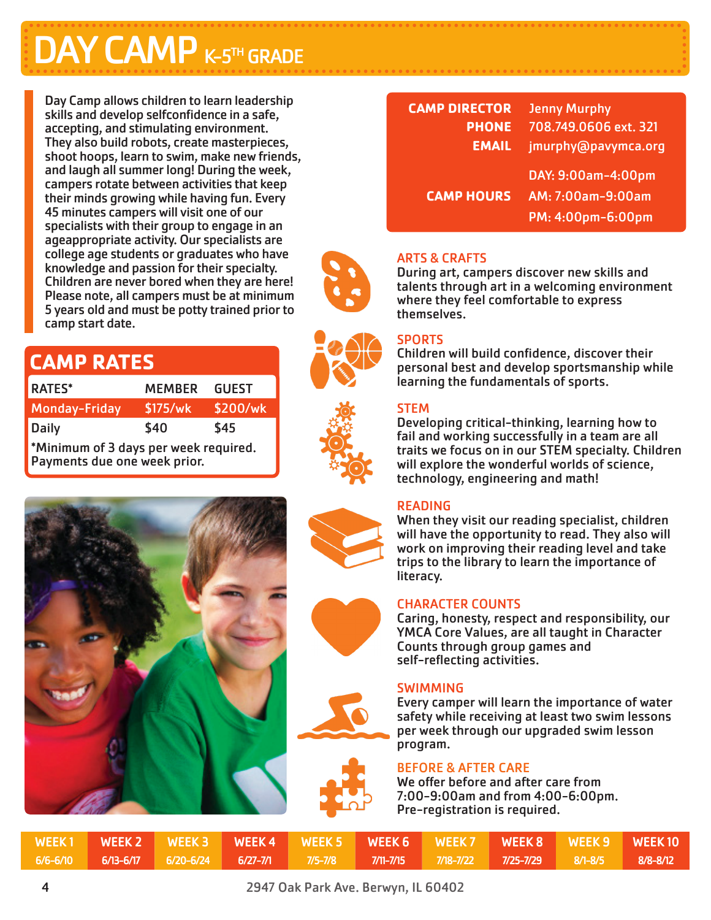# DAY CAMP K-5TH GRADE

Day Camp allows children to learn leadership skills and develop selfconfidence in a safe, accepting, and stimulating environment. They also build robots, create masterpieces, shoot hoops, learn to swim, make new friends, and laugh all summer long! During the week, campers rotate between activities that keep their minds growing while having fun. Every 45 minutes campers will visit one of our specialists with their group to engage in an ageappropriate activity. Our specialists are college age students or graduates who have knowledge and passion for their specialty. Children are never bored when they are here! Please note, all campers must be at minimum 5 years old and must be potty trained prior to camp start date.

| | |
|---|---|
| **CAMP DIRECTOR** | Jenny Murphy |
| **PHONE** | 708.749.0606 ext. 321 |
| **EMAIL** | jmurphy@pavymca.org |
| **CAMP HOURS** | DAY: 9:00am-4:00pm<br>AM: 7:00am-9:00am<br>PM: 4:00pm-6:00pm |

## CAMP RATES

| RATES* | MEMBER | GUEST |
|---|---|---|
| Monday-Friday | $175/wk | $200/wk |
| Daily | $40 | $45 |

*Minimum of 3 days per week required. Payments due one week prior.

### ARTS & CRAFTS
During art, campers discover new skills and talents through art in a welcoming environment where they feel comfortable to express themselves.

### SPORTS
Children will build confidence, discover their personal best and develop sportsmanship while learning the fundamentals of sports.

### STEM
Developing critical-thinking, learning how to fail and working successfully in a team are all traits we focus on in our STEM specialty. Children will explore the wonderful worlds of science, technology, engineering and math!

### READING
When they visit our reading specialist, children will have the opportunity to read. They also will work on improving their reading level and take trips to the library to learn the importance of literacy.

### CHARACTER COUNTS
Caring, honesty, respect and responsibility, our YMCA Core Values, are all taught in Character Counts through group games and self-reflecting activities.

### SWIMMING
Every camper will learn the importance of water safety while receiving at least two swim lessons per week through our upgraded swim lesson program.

### BEFORE & AFTER CARE
We offer before and after care from 7:00-9:00am and from 4:00-6:00pm. Pre-registration is required.

| WEEK 1 | WEEK 2 | WEEK 3 | WEEK 4 | WEEK 5 | WEEK 6 | WEEK 7 | WEEK 8 | WEEK 9 | WEEK 10 |
|---|---|---|---|---|---|---|---|---|---|
| 6/6-6/10 | 6/13-6/17 | 6/20-6/24 | 6/27-7/1 | 7/5-7/8 | 7/11-7/15 | 7/18-7/22 | 7/25-7/29 | 8/1-8/5 | 8/8-8/12 |

2947 Oak Park Ave. Berwyn, IL 60402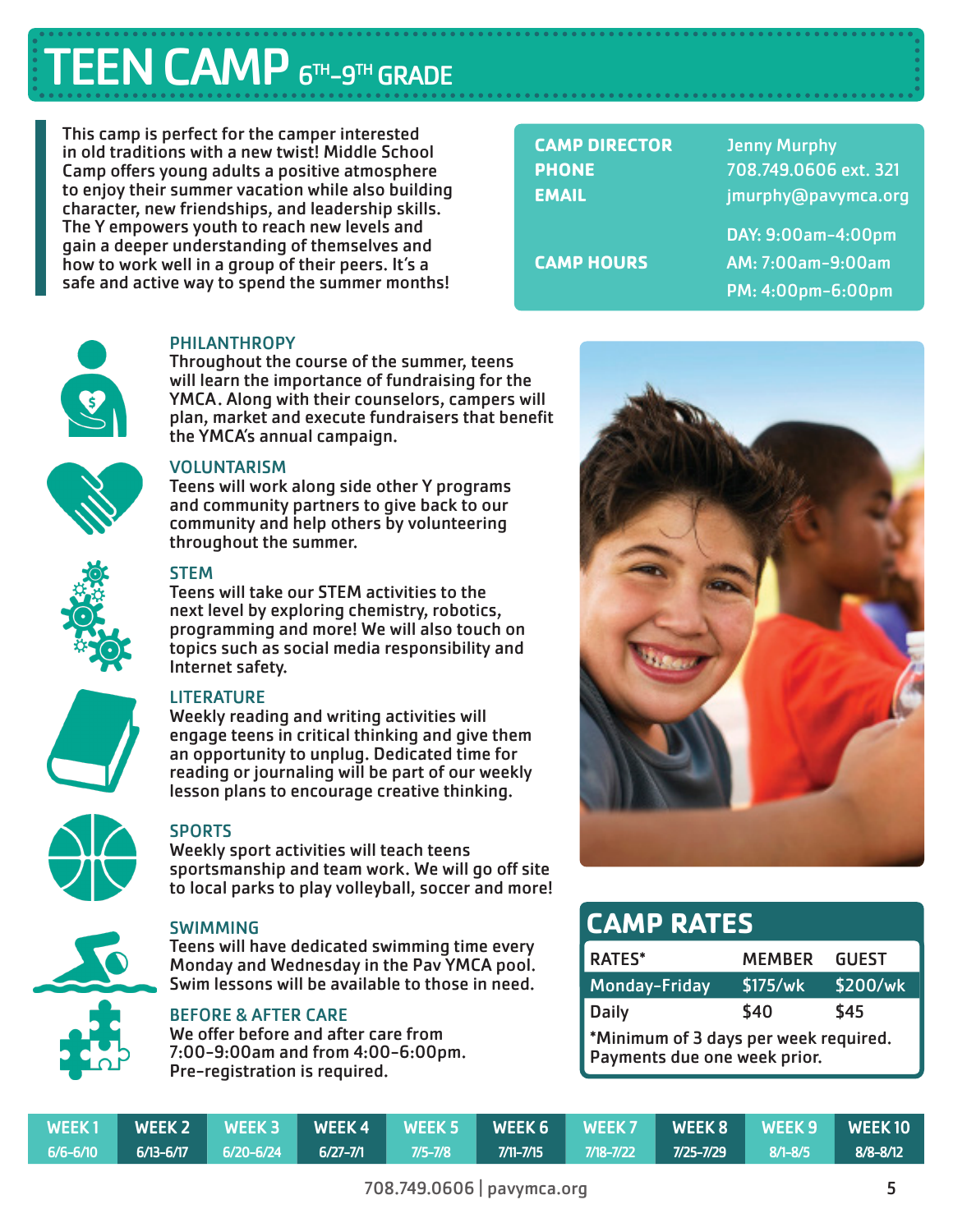# TEEN CAMP 6TH-9TH GRADE

This camp is perfect for the camper interested in old traditions with a new twist! Middle School Camp offers young adults a positive atmosphere to enjoy their summer vacation while also building character, new friendships, and leadership skills. The Y empowers youth to reach new levels and gain a deeper understanding of themselves and how to work well in a group of their peers. It's a safe and active way to spend the summer months!

| | |
|---|---|
| **CAMP DIRECTOR** | Jenny Murphy |
| **PHONE** | 708.749.0606 ext. 321 |
| **EMAIL** | jmurphy@pavymca.org |
| **CAMP HOURS** | DAY: 9:00am-4:00pm<br>AM: 7:00am-9:00am<br>PM: 4:00pm-6:00pm |

### PHILANTHROPY

Throughout the course of the summer, teens will learn the importance of fundraising for the YMCA. Along with their counselors, campers will plan, market and execute fundraisers that benefit the YMCA's annual campaign.

### VOLUNTARISM

Teens will work along side other Y programs and community partners to give back to our community and help others by volunteering throughout the summer.

### STEM

Teens will take our STEM activities to the next level by exploring chemistry, robotics, programming and more! We will also touch on topics such as social media responsibility and Internet safety.

### LITERATURE

Weekly reading and writing activities will engage teens in critical thinking and give them an opportunity to unplug. Dedicated time for reading or journaling will be part of our weekly lesson plans to encourage creative thinking.

### SPORTS

Weekly sport activities will teach teens sportsmanship and team work. We will go off site to local parks to play volleyball, soccer and more!

### SWIMMING

Teens will have dedicated swimming time every Monday and Wednesday in the Pav YMCA pool. Swim lessons will be available to those in need.

### BEFORE & AFTER CARE

We offer before and after care from 7:00-9:00am and from 4:00-6:00pm. Pre-registration is required.

## CAMP RATES

| RATES* | MEMBER | GUEST |
|---|---|---|
| Monday-Friday | $175/wk | $200/wk |
| Daily | $40 | $45 |

*Minimum of 3 days per week required. Payments due one week prior.

| WEEK 1 | WEEK 2 | WEEK 3 | WEEK 4 | WEEK 5 | WEEK 6 | WEEK 7 | WEEK 8 | WEEK 9 | WEEK 10 |
|---|---|---|---|---|---|---|---|---|---|
| 6/6-6/10 | 6/13-6/17 | 6/20-6/24 | 6/27-7/1 | 7/5-7/8 | 7/11-7/15 | 7/18-7/22 | 7/25-7/29 | 8/1-8/5 | 8/8-8/12 |

708.749.0606 | pavymca.org